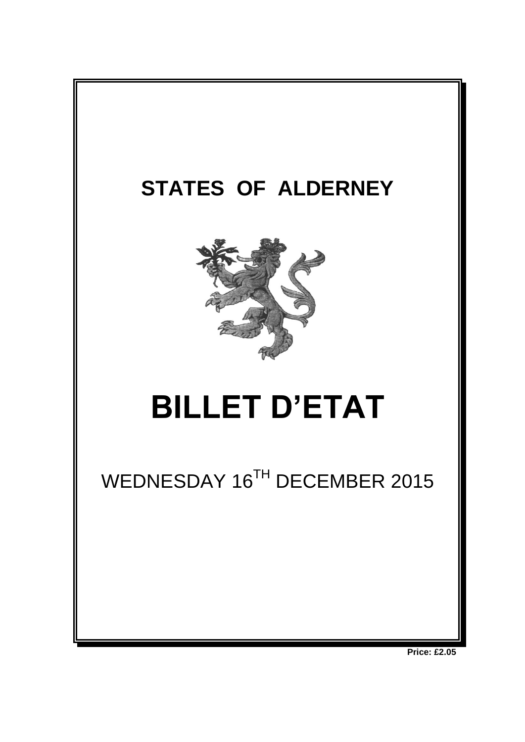# STATES OF ALDERNEY

# BILLET D'ETAT

WEDNESDAY 16TH DECEMBER 2015

**Price: £2.05**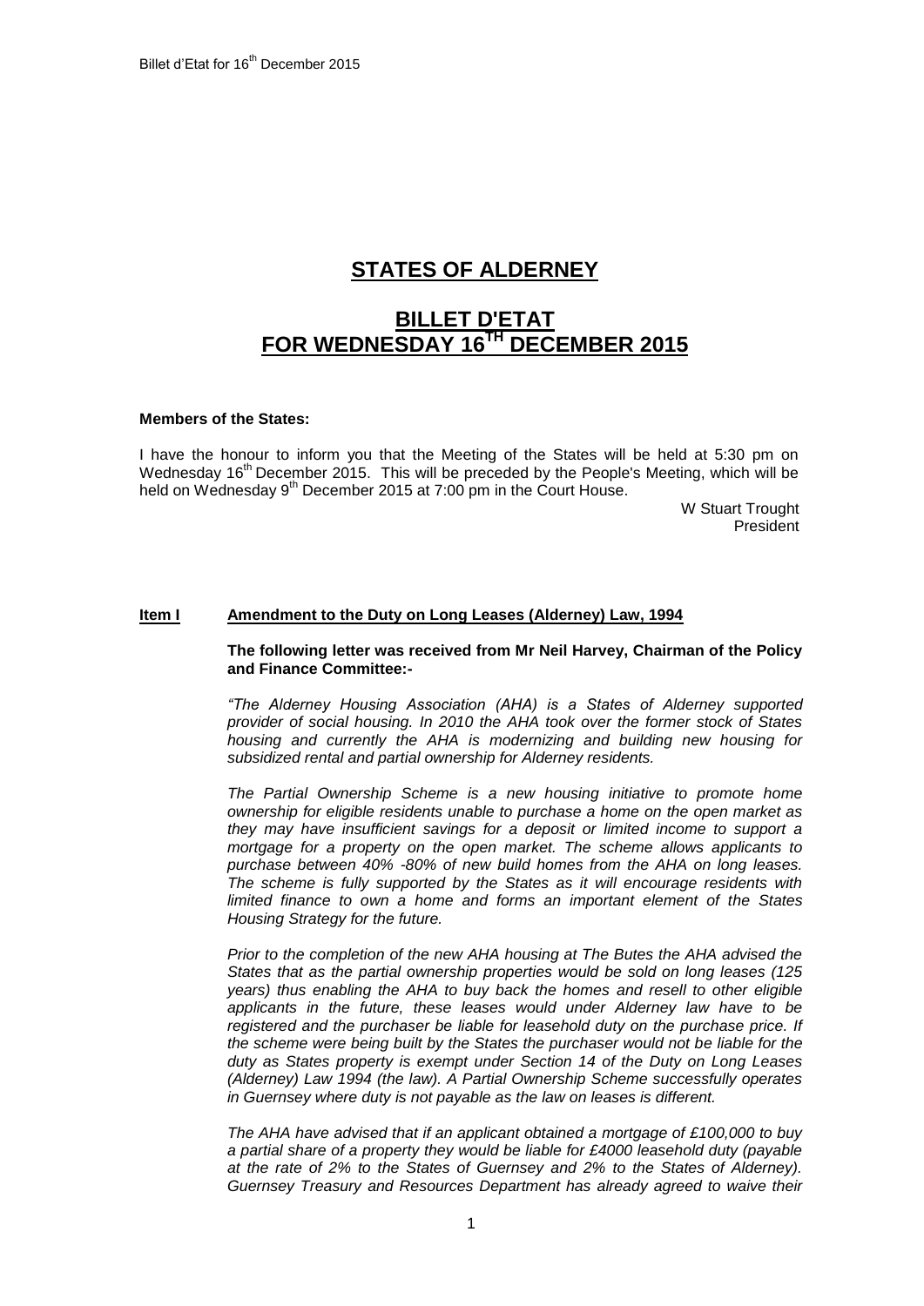# STATES OF ALDERNEY

# BILLET D'ETAT FOR WEDNESDAY 16TH DECEMBER 2015

**Members of the States:**

I have the honour to inform you that the Meeting of the States will be held at 5:30 pm on Wednesday 16th December 2015. This will be preceded by the People's Meeting, which will be held on Wednesday 9th December 2015 at 7:00 pm in the Court House.

W Stuart Trought
President

## Item I Amendment to the Duty on Long Leases (Alderney) Law, 1994

**The following letter was received from Mr Neil Harvey, Chairman of the Policy and Finance Committee:-**

*"The Alderney Housing Association (AHA) is a States of Alderney supported provider of social housing. In 2010 the AHA took over the former stock of States housing and currently the AHA is modernizing and building new housing for subsidized rental and partial ownership for Alderney residents.*

*The Partial Ownership Scheme is a new housing initiative to promote home ownership for eligible residents unable to purchase a home on the open market as they may have insufficient savings for a deposit or limited income to support a mortgage for a property on the open market. The scheme allows applicants to purchase between 40% -80% of new build homes from the AHA on long leases. The scheme is fully supported by the States as it will encourage residents with limited finance to own a home and forms an important element of the States Housing Strategy for the future.*

*Prior to the completion of the new AHA housing at The Butes the AHA advised the States that as the partial ownership properties would be sold on long leases (125 years) thus enabling the AHA to buy back the homes and resell to other eligible applicants in the future, these leases would under Alderney law have to be registered and the purchaser be liable for leasehold duty on the purchase price. If the scheme were being built by the States the purchaser would not be liable for the duty as States property is exempt under Section 14 of the Duty on Long Leases (Alderney) Law 1994 (the law). A Partial Ownership Scheme successfully operates in Guernsey where duty is not payable as the law on leases is different.*

*The AHA have advised that if an applicant obtained a mortgage of £100,000 to buy a partial share of a property they would be liable for £4000 leasehold duty (payable at the rate of 2% to the States of Guernsey and 2% to the States of Alderney). Guernsey Treasury and Resources Department has already agreed to waive their*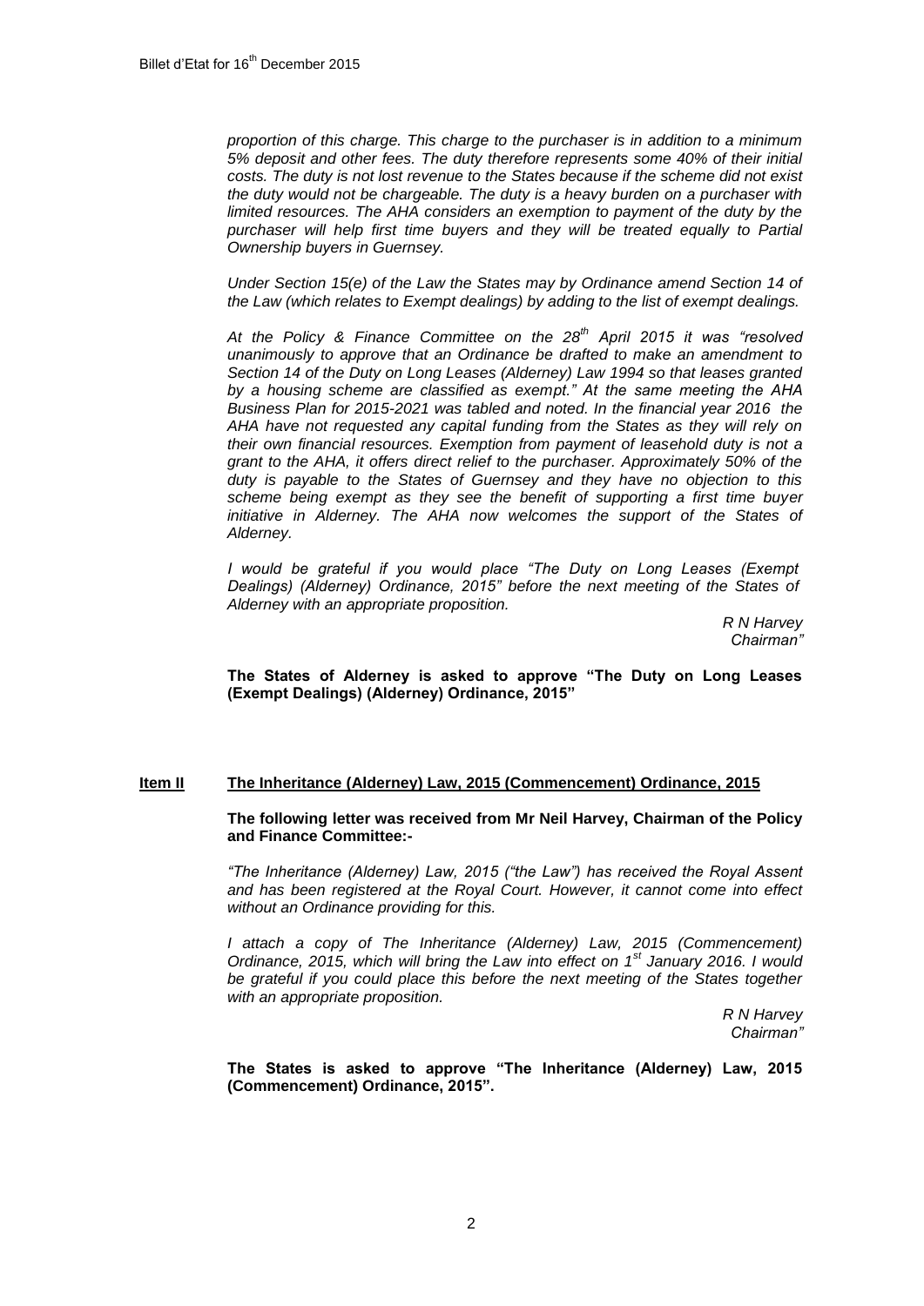*proportion of this charge. This charge to the purchaser is in addition to a minimum 5% deposit and other fees. The duty therefore represents some 40% of their initial costs. The duty is not lost revenue to the States because if the scheme did not exist the duty would not be chargeable. The duty is a heavy burden on a purchaser with limited resources. The AHA considers an exemption to payment of the duty by the purchaser will help first time buyers and they will be treated equally to Partial Ownership buyers in Guernsey.*

*Under Section 15(e) of the Law the States may by Ordinance amend Section 14 of the Law (which relates to Exempt dealings) by adding to the list of exempt dealings.*

*At the Policy & Finance Committee on the 28th April 2015 it was "resolved unanimously to approve that an Ordinance be drafted to make an amendment to Section 14 of the Duty on Long Leases (Alderney) Law 1994 so that leases granted by a housing scheme are classified as exempt." At the same meeting the AHA Business Plan for 2015-2021 was tabled and noted. In the financial year 2016 the AHA have not requested any capital funding from the States as they will rely on their own financial resources. Exemption from payment of leasehold duty is not a grant to the AHA, it offers direct relief to the purchaser. Approximately 50% of the duty is payable to the States of Guernsey and they have no objection to this scheme being exempt as they see the benefit of supporting a first time buyer initiative in Alderney. The AHA now welcomes the support of the States of Alderney.*

*I would be grateful if you would place "The Duty on Long Leases (Exempt Dealings) (Alderney) Ordinance, 2015" before the next meeting of the States of Alderney with an appropriate proposition.*

*R N Harvey*
*Chairman"*

**The States of Alderney is asked to approve "The Duty on Long Leases (Exempt Dealings) (Alderney) Ordinance, 2015"**

## Item II The Inheritance (Alderney) Law, 2015 (Commencement) Ordinance, 2015

**The following letter was received from Mr Neil Harvey, Chairman of the Policy and Finance Committee:-**

*"The Inheritance (Alderney) Law, 2015 ("the Law") has received the Royal Assent and has been registered at the Royal Court. However, it cannot come into effect without an Ordinance providing for this.*

*I attach a copy of The Inheritance (Alderney) Law, 2015 (Commencement) Ordinance, 2015, which will bring the Law into effect on 1st January 2016. I would be grateful if you could place this before the next meeting of the States together with an appropriate proposition.*

*R N Harvey*
*Chairman"*

**The States is asked to approve "The Inheritance (Alderney) Law, 2015 (Commencement) Ordinance, 2015".**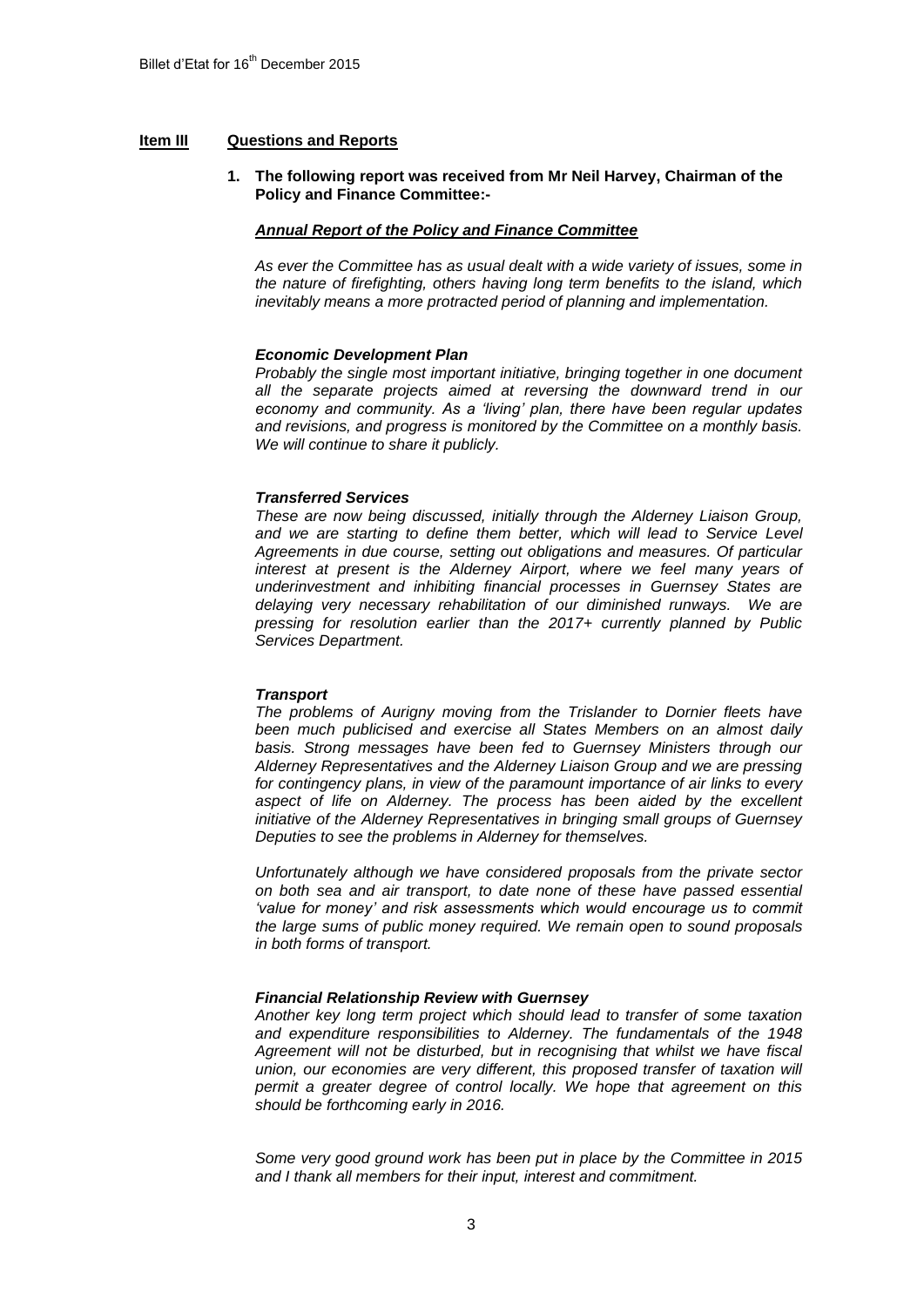## Item III Questions and Reports

**1. The following report was received from Mr Neil Harvey, Chairman of the Policy and Finance Committee:-**

***Annual Report of the Policy and Finance Committee***

*As ever the Committee has as usual dealt with a wide variety of issues, some in the nature of firefighting, others having long term benefits to the island, which inevitably means a more protracted period of planning and implementation.*

***Economic Development Plan***

*Probably the single most important initiative, bringing together in one document all the separate projects aimed at reversing the downward trend in our economy and community. As a 'living' plan, there have been regular updates and revisions, and progress is monitored by the Committee on a monthly basis. We will continue to share it publicly.*

***Transferred Services***

*These are now being discussed, initially through the Alderney Liaison Group, and we are starting to define them better, which will lead to Service Level Agreements in due course, setting out obligations and measures. Of particular interest at present is the Alderney Airport, where we feel many years of underinvestment and inhibiting financial processes in Guernsey States are delaying very necessary rehabilitation of our diminished runways. We are pressing for resolution earlier than the 2017+ currently planned by Public Services Department.*

***Transport***

*The problems of Aurigny moving from the Trislander to Dornier fleets have been much publicised and exercise all States Members on an almost daily basis. Strong messages have been fed to Guernsey Ministers through our Alderney Representatives and the Alderney Liaison Group and we are pressing for contingency plans, in view of the paramount importance of air links to every aspect of life on Alderney. The process has been aided by the excellent initiative of the Alderney Representatives in bringing small groups of Guernsey Deputies to see the problems in Alderney for themselves.*

*Unfortunately although we have considered proposals from the private sector on both sea and air transport, to date none of these have passed essential 'value for money' and risk assessments which would encourage us to commit the large sums of public money required. We remain open to sound proposals in both forms of transport.*

***Financial Relationship Review with Guernsey***

*Another key long term project which should lead to transfer of some taxation and expenditure responsibilities to Alderney. The fundamentals of the 1948 Agreement will not be disturbed, but in recognising that whilst we have fiscal union, our economies are very different, this proposed transfer of taxation will permit a greater degree of control locally. We hope that agreement on this should be forthcoming early in 2016.*

*Some very good ground work has been put in place by the Committee in 2015 and I thank all members for their input, interest and commitment.*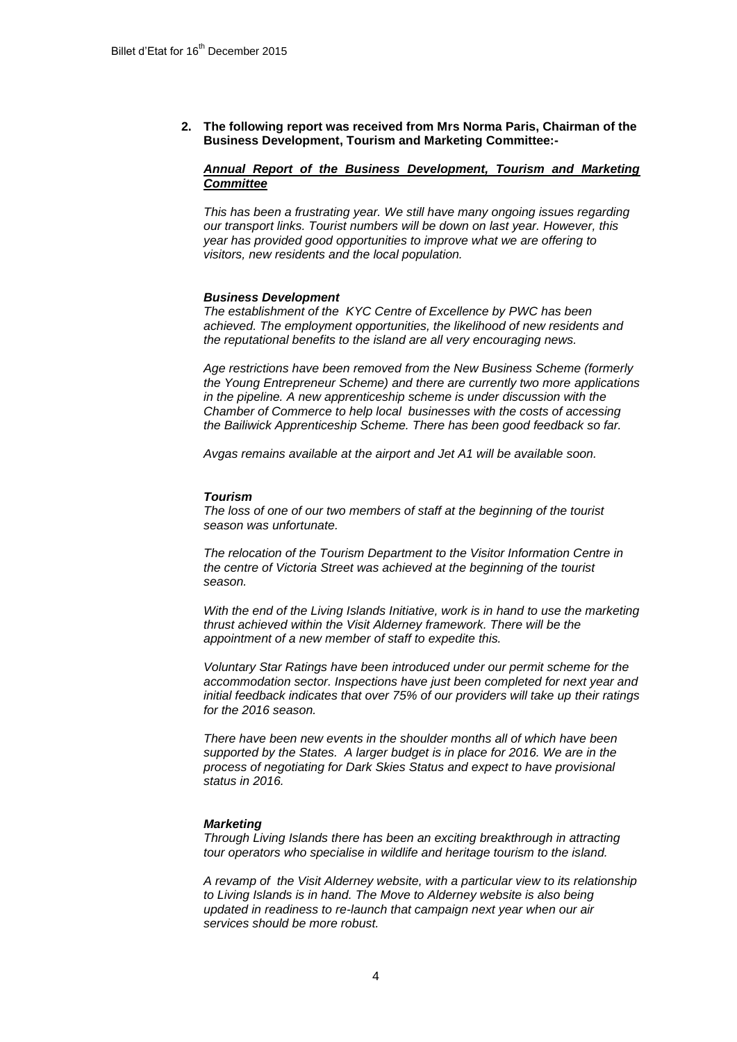**2. The following report was received from Mrs Norma Paris, Chairman of the Business Development, Tourism and Marketing Committee:-**

***Annual Report of the Business Development, Tourism and Marketing Committee***

*This has been a frustrating year. We still have many ongoing issues regarding our transport links. Tourist numbers will be down on last year. However, this year has provided good opportunities to improve what we are offering to visitors, new residents and the local population.*

***Business Development***

*The establishment of the KYC Centre of Excellence by PWC has been achieved. The employment opportunities, the likelihood of new residents and the reputational benefits to the island are all very encouraging news.*

*Age restrictions have been removed from the New Business Scheme (formerly the Young Entrepreneur Scheme) and there are currently two more applications in the pipeline. A new apprenticeship scheme is under discussion with the Chamber of Commerce to help local businesses with the costs of accessing the Bailiwick Apprenticeship Scheme. There has been good feedback so far.*

*Avgas remains available at the airport and Jet A1 will be available soon.*

***Tourism***

*The loss of one of our two members of staff at the beginning of the tourist season was unfortunate.*

*The relocation of the Tourism Department to the Visitor Information Centre in the centre of Victoria Street was achieved at the beginning of the tourist season.*

*With the end of the Living Islands Initiative, work is in hand to use the marketing thrust achieved within the Visit Alderney framework. There will be the appointment of a new member of staff to expedite this.*

*Voluntary Star Ratings have been introduced under our permit scheme for the accommodation sector. Inspections have just been completed for next year and initial feedback indicates that over 75% of our providers will take up their ratings for the 2016 season.*

*There have been new events in the shoulder months all of which have been supported by the States. A larger budget is in place for 2016. We are in the process of negotiating for Dark Skies Status and expect to have provisional status in 2016.*

***Marketing***

*Through Living Islands there has been an exciting breakthrough in attracting tour operators who specialise in wildlife and heritage tourism to the island.*

*A revamp of the Visit Alderney website, with a particular view to its relationship to Living Islands is in hand. The Move to Alderney website is also being updated in readiness to re-launch that campaign next year when our air services should be more robust.*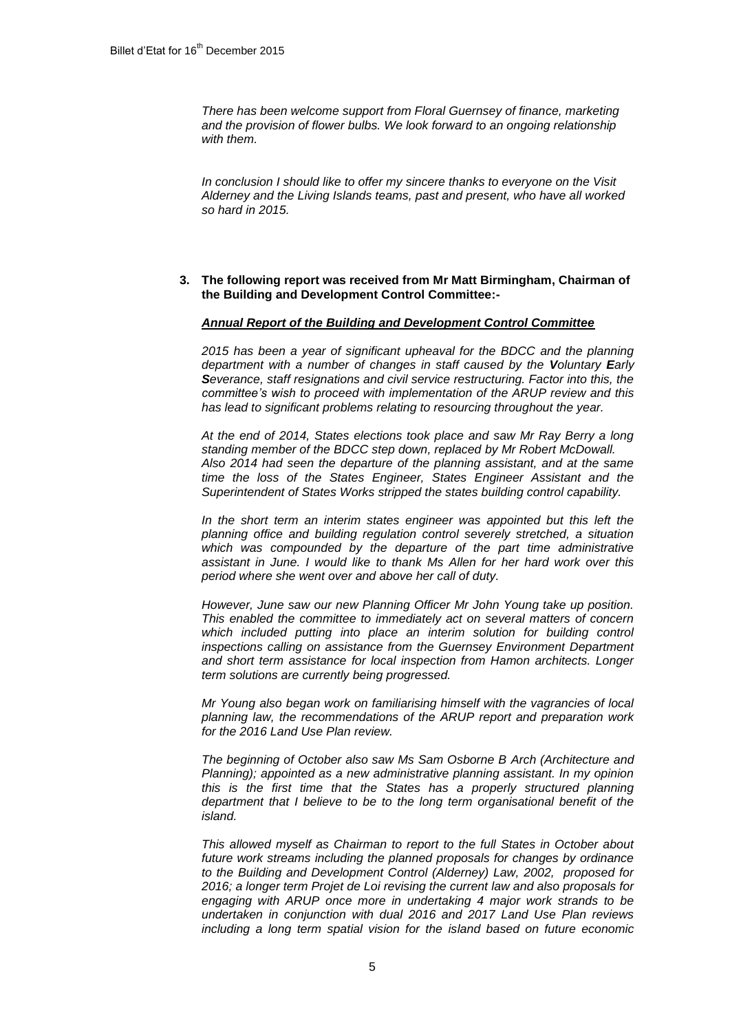*There has been welcome support from Floral Guernsey of finance, marketing and the provision of flower bulbs. We look forward to an ongoing relationship with them.*

*In conclusion I should like to offer my sincere thanks to everyone on the Visit Alderney and the Living Islands teams, past and present, who have all worked so hard in 2015.*

**3. The following report was received from Mr Matt Birmingham, Chairman of the Building and Development Control Committee:-**

***Annual Report of the Building and Development Control Committee***

*2015 has been a year of significant upheaval for the BDCC and the planning department with a number of changes in staff caused by the* ***V****oluntary* ***E****arly* ***S****everance, staff resignations and civil service restructuring. Factor into this, the committee's wish to proceed with implementation of the ARUP review and this has lead to significant problems relating to resourcing throughout the year.*

*At the end of 2014, States elections took place and saw Mr Ray Berry a long standing member of the BDCC step down, replaced by Mr Robert McDowall. Also 2014 had seen the departure of the planning assistant, and at the same time the loss of the States Engineer, States Engineer Assistant and the Superintendent of States Works stripped the states building control capability.*

*In the short term an interim states engineer was appointed but this left the planning office and building regulation control severely stretched, a situation which was compounded by the departure of the part time administrative assistant in June. I would like to thank Ms Allen for her hard work over this period where she went over and above her call of duty.*

*However, June saw our new Planning Officer Mr John Young take up position. This enabled the committee to immediately act on several matters of concern which included putting into place an interim solution for building control inspections calling on assistance from the Guernsey Environment Department and short term assistance for local inspection from Hamon architects. Longer term solutions are currently being progressed.*

*Mr Young also began work on familiarising himself with the vagrancies of local planning law, the recommendations of the ARUP report and preparation work for the 2016 Land Use Plan review.*

*The beginning of October also saw Ms Sam Osborne B Arch (Architecture and Planning); appointed as a new administrative planning assistant. In my opinion this is the first time that the States has a properly structured planning department that I believe to be to the long term organisational benefit of the island.*

*This allowed myself as Chairman to report to the full States in October about future work streams including the planned proposals for changes by ordinance to the Building and Development Control (Alderney) Law, 2002, proposed for 2016; a longer term Projet de Loi revising the current law and also proposals for engaging with ARUP once more in undertaking 4 major work strands to be undertaken in conjunction with dual 2016 and 2017 Land Use Plan reviews including a long term spatial vision for the island based on future economic*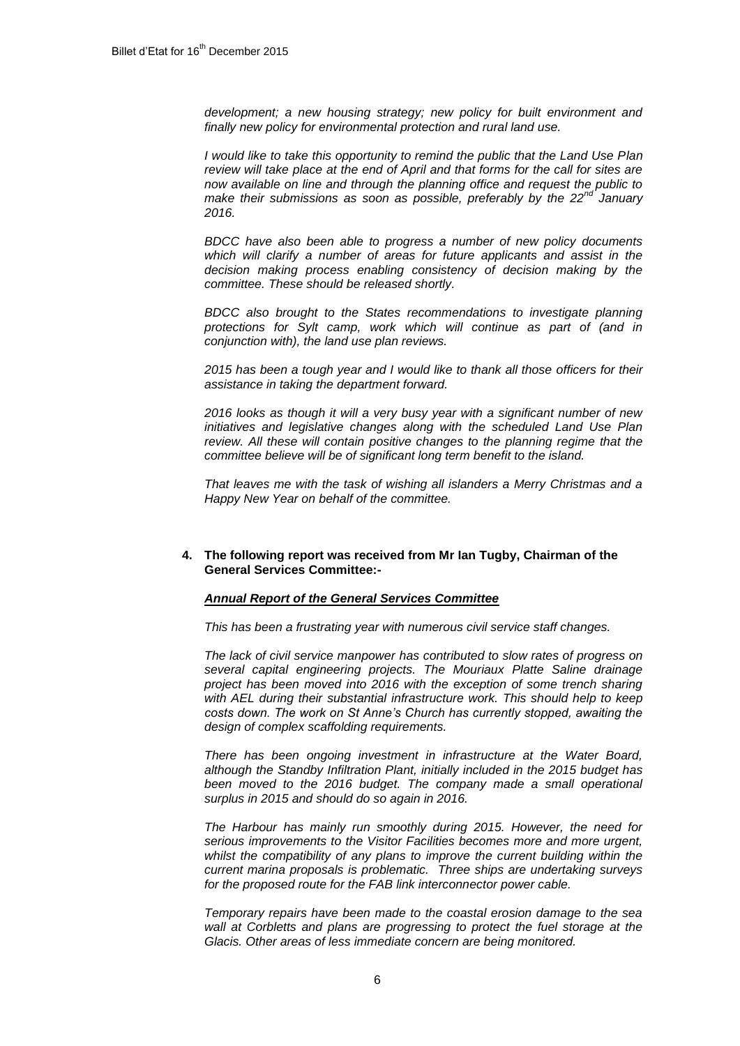*development; a new housing strategy; new policy for built environment and finally new policy for environmental protection and rural land use.*

*I would like to take this opportunity to remind the public that the Land Use Plan review will take place at the end of April and that forms for the call for sites are now available on line and through the planning office and request the public to make their submissions as soon as possible, preferably by the 22nd January 2016.*

*BDCC have also been able to progress a number of new policy documents which will clarify a number of areas for future applicants and assist in the decision making process enabling consistency of decision making by the committee. These should be released shortly.*

*BDCC also brought to the States recommendations to investigate planning protections for Sylt camp, work which will continue as part of (and in conjunction with), the land use plan reviews.*

*2015 has been a tough year and I would like to thank all those officers for their assistance in taking the department forward.*

*2016 looks as though it will a very busy year with a significant number of new initiatives and legislative changes along with the scheduled Land Use Plan review. All these will contain positive changes to the planning regime that the committee believe will be of significant long term benefit to the island.*

*That leaves me with the task of wishing all islanders a Merry Christmas and a Happy New Year on behalf of the committee.*

**4. The following report was received from Mr Ian Tugby, Chairman of the General Services Committee:-**

***Annual Report of the General Services Committee***

*This has been a frustrating year with numerous civil service staff changes.*

*The lack of civil service manpower has contributed to slow rates of progress on several capital engineering projects. The Mouriaux Platte Saline drainage project has been moved into 2016 with the exception of some trench sharing with AEL during their substantial infrastructure work. This should help to keep costs down. The work on St Anne's Church has currently stopped, awaiting the design of complex scaffolding requirements.*

*There has been ongoing investment in infrastructure at the Water Board, although the Standby Infiltration Plant, initially included in the 2015 budget has been moved to the 2016 budget. The company made a small operational surplus in 2015 and should do so again in 2016.*

*The Harbour has mainly run smoothly during 2015. However, the need for serious improvements to the Visitor Facilities becomes more and more urgent, whilst the compatibility of any plans to improve the current building within the current marina proposals is problematic. Three ships are undertaking surveys for the proposed route for the FAB link interconnector power cable.*

*Temporary repairs have been made to the coastal erosion damage to the sea wall at Corbletts and plans are progressing to protect the fuel storage at the Glacis. Other areas of less immediate concern are being monitored.*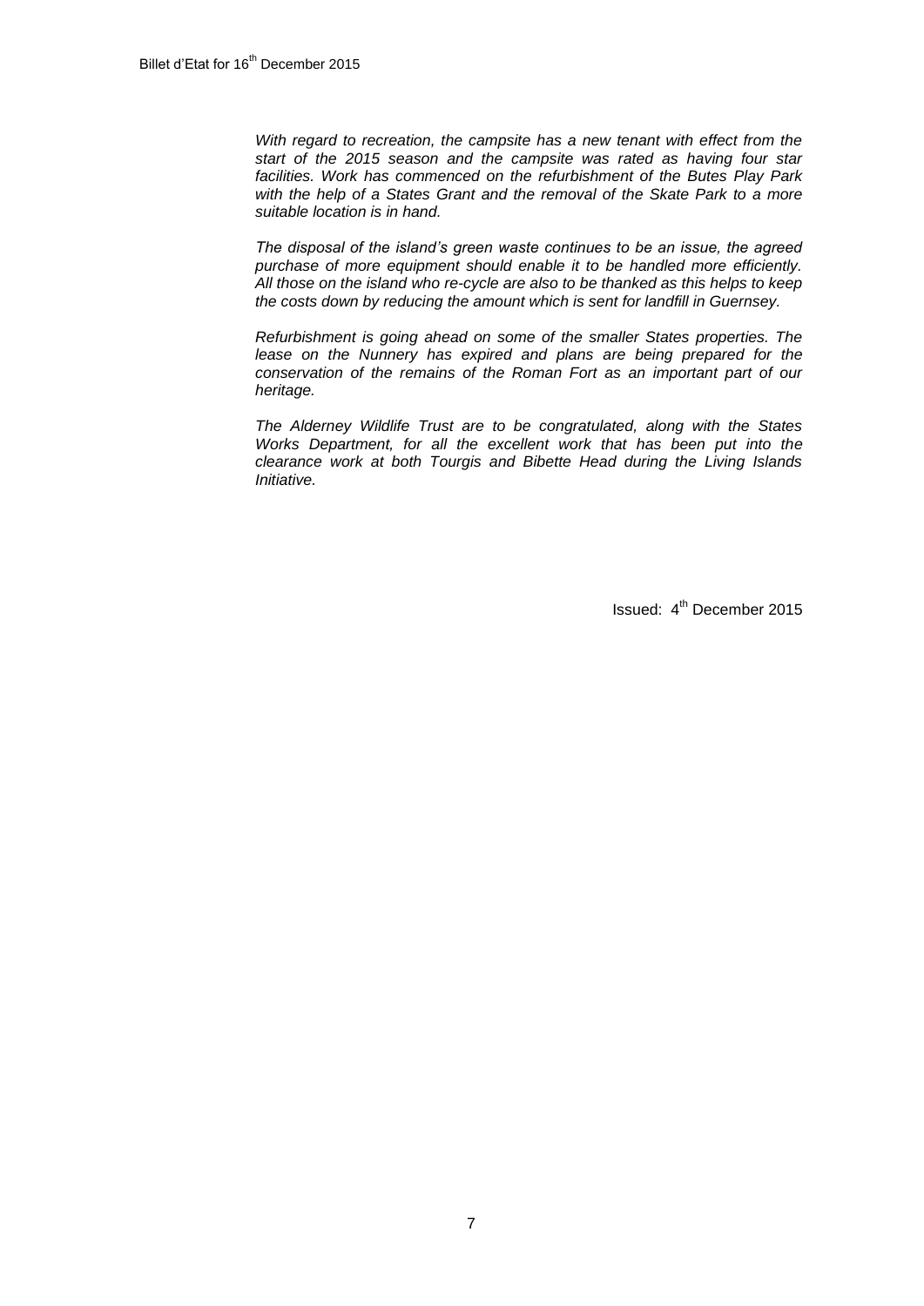*With regard to recreation, the campsite has a new tenant with effect from the start of the 2015 season and the campsite was rated as having four star facilities. Work has commenced on the refurbishment of the Butes Play Park with the help of a States Grant and the removal of the Skate Park to a more suitable location is in hand.*

*The disposal of the island's green waste continues to be an issue, the agreed purchase of more equipment should enable it to be handled more efficiently. All those on the island who re-cycle are also to be thanked as this helps to keep the costs down by reducing the amount which is sent for landfill in Guernsey.*

*Refurbishment is going ahead on some of the smaller States properties. The lease on the Nunnery has expired and plans are being prepared for the conservation of the remains of the Roman Fort as an important part of our heritage.*

*The Alderney Wildlife Trust are to be congratulated, along with the States Works Department, for all the excellent work that has been put into the clearance work at both Tourgis and Bibette Head during the Living Islands Initiative.*

Issued: 4th December 2015